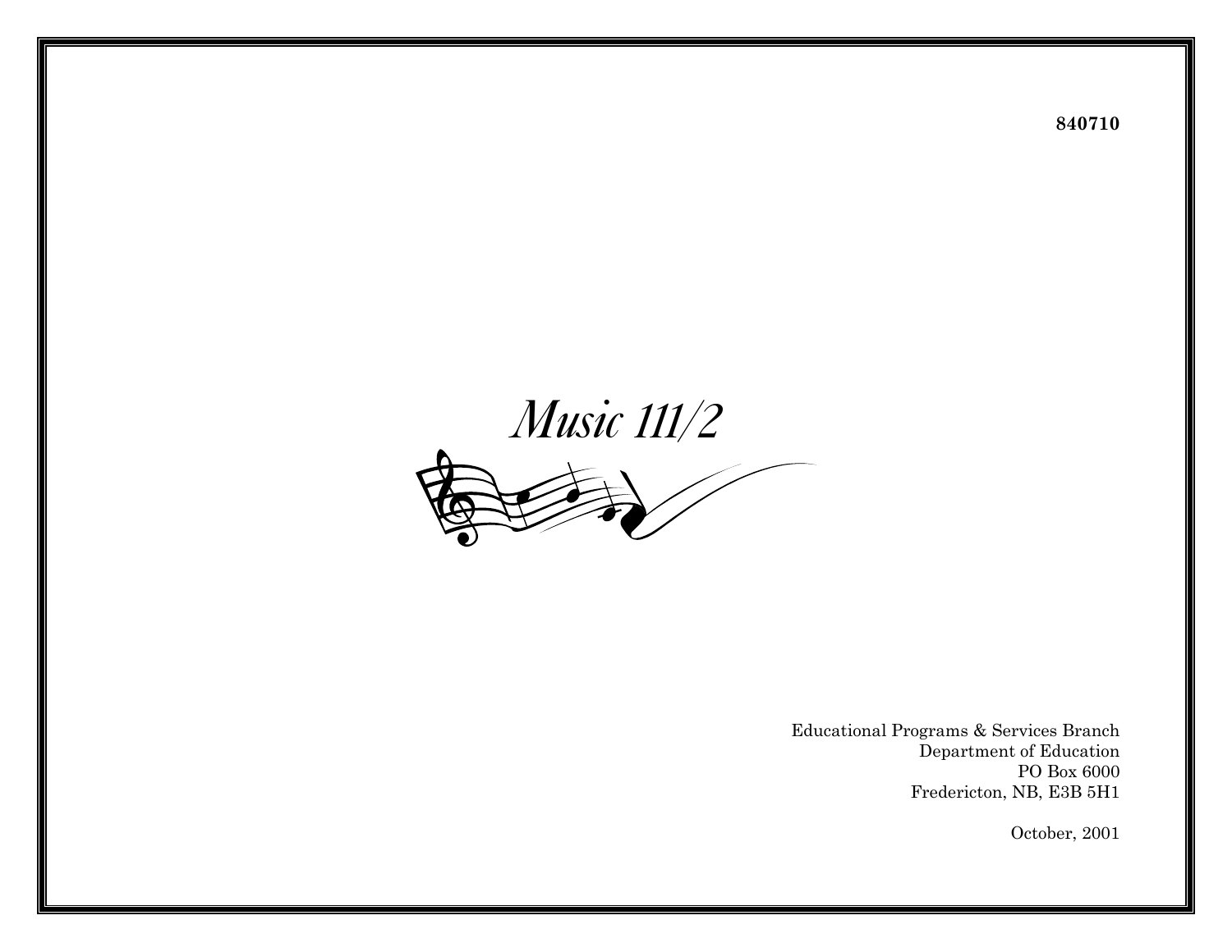**840710**

# *Music 111/2*

Educational Programs & Services Branch
Department of Education
PO Box 6000
Fredericton, NB, E3B 5H1

October, 2001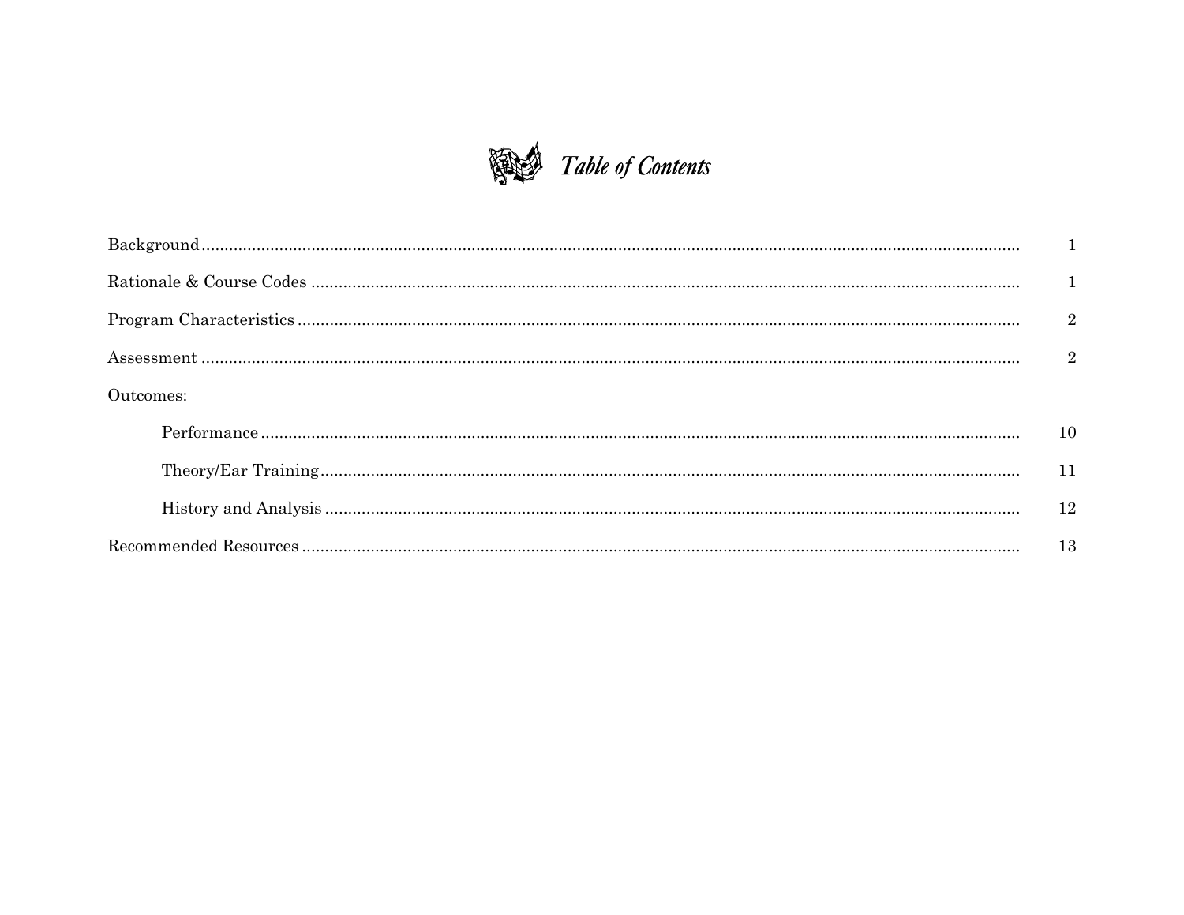# Table of Contents

| | |
|---|---|
| Background | 1 |
| Rationale & Course Codes | 1 |
| Program Characteristics | 2 |
| Assessment | 2 |
| Outcomes: | |
| Performance | 10 |
| Theory/Ear Training | 11 |
| History and Analysis | 12 |
| Recommended Resources | 13 |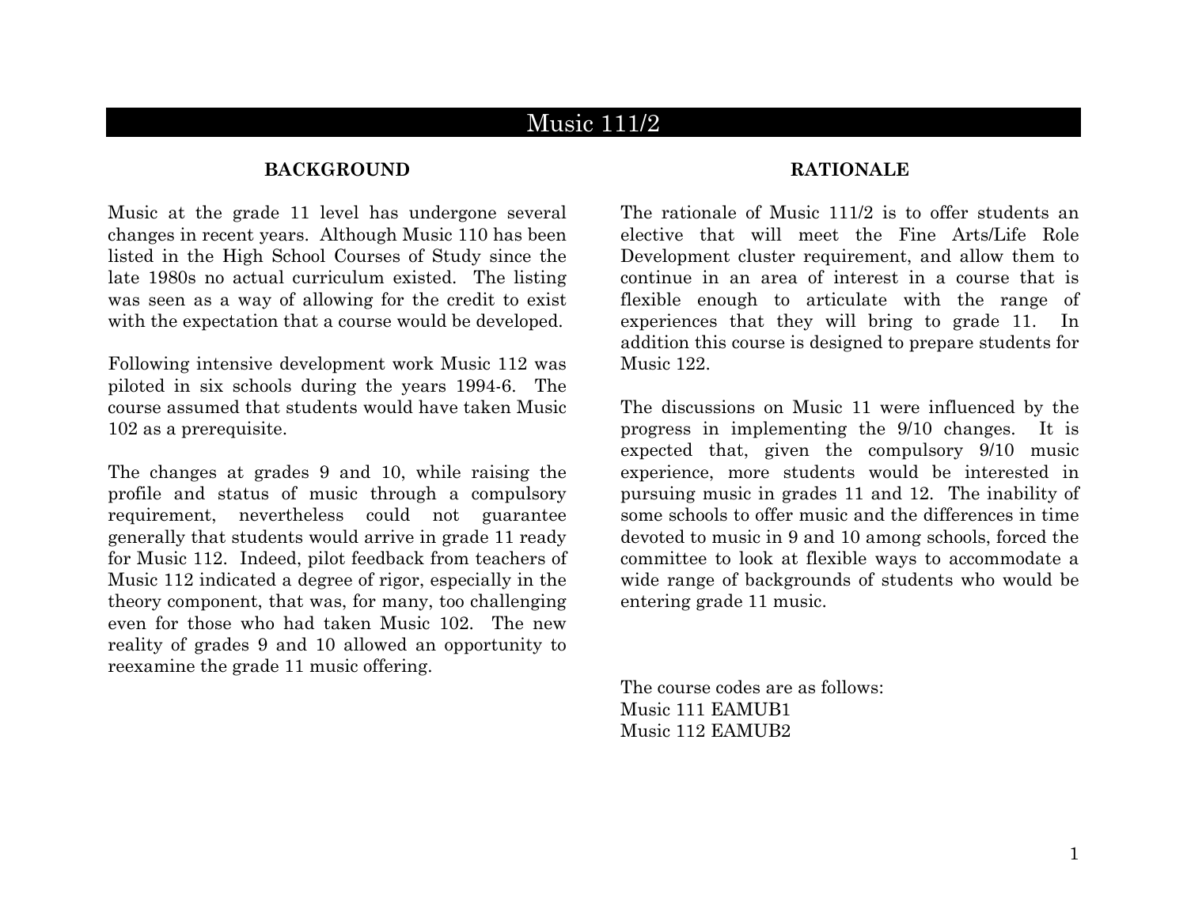# Music 111/2

## BACKGROUND

Music at the grade 11 level has undergone several changes in recent years. Although Music 110 has been listed in the High School Courses of Study since the late 1980s no actual curriculum existed. The listing was seen as a way of allowing for the credit to exist with the expectation that a course would be developed.

Following intensive development work Music 112 was piloted in six schools during the years 1994-6. The course assumed that students would have taken Music 102 as a prerequisite.

The changes at grades 9 and 10, while raising the profile and status of music through a compulsory requirement, nevertheless could not guarantee generally that students would arrive in grade 11 ready for Music 112. Indeed, pilot feedback from teachers of Music 112 indicated a degree of rigor, especially in the theory component, that was, for many, too challenging even for those who had taken Music 102. The new reality of grades 9 and 10 allowed an opportunity to reexamine the grade 11 music offering.

## RATIONALE

The rationale of Music 111/2 is to offer students an elective that will meet the Fine Arts/Life Role Development cluster requirement, and allow them to continue in an area of interest in a course that is flexible enough to articulate with the range of experiences that they will bring to grade 11. In addition this course is designed to prepare students for Music 122.

The discussions on Music 11 were influenced by the progress in implementing the 9/10 changes. It is expected that, given the compulsory 9/10 music experience, more students would be interested in pursuing music in grades 11 and 12. The inability of some schools to offer music and the differences in time devoted to music in 9 and 10 among schools, forced the committee to look at flexible ways to accommodate a wide range of backgrounds of students who would be entering grade 11 music.

The course codes are as follows:
Music 111 EAMUB1
Music 112 EAMUB2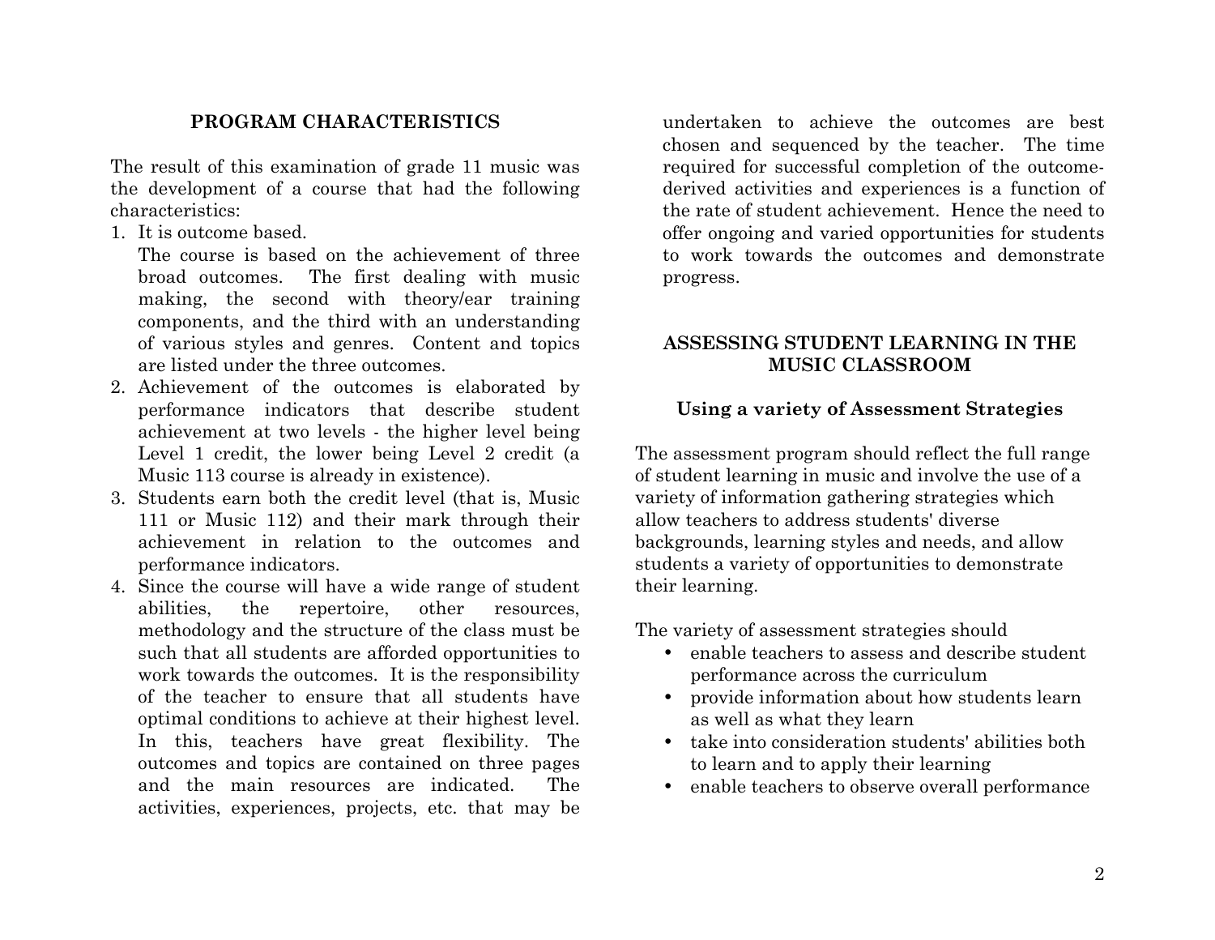## PROGRAM CHARACTERISTICS

The result of this examination of grade 11 music was the development of a course that had the following characteristics:

1. It is outcome based.
   The course is based on the achievement of three broad outcomes. The first dealing with music making, the second with theory/ear training components, and the third with an understanding of various styles and genres. Content and topics are listed under the three outcomes.
2. Achievement of the outcomes is elaborated by performance indicators that describe student achievement at two levels - the higher level being Level 1 credit, the lower being Level 2 credit (a Music 113 course is already in existence).
3. Students earn both the credit level (that is, Music 111 or Music 112) and their mark through their achievement in relation to the outcomes and performance indicators.
4. Since the course will have a wide range of student abilities, the repertoire, other resources, methodology and the structure of the class must be such that all students are afforded opportunities to work towards the outcomes. It is the responsibility of the teacher to ensure that all students have optimal conditions to achieve at their highest level. In this, teachers have great flexibility. The outcomes and topics are contained on three pages and the main resources are indicated. The activities, experiences, projects, etc. that may be undertaken to achieve the outcomes are best chosen and sequenced by the teacher. The time required for successful completion of the outcome-derived activities and experiences is a function of the rate of student achievement. Hence the need to offer ongoing and varied opportunities for students to work towards the outcomes and demonstrate progress.

## ASSESSING STUDENT LEARNING IN THE MUSIC CLASSROOM

### Using a variety of Assessment Strategies

The assessment program should reflect the full range of student learning in music and involve the use of a variety of information gathering strategies which allow teachers to address students' diverse backgrounds, learning styles and needs, and allow students a variety of opportunities to demonstrate their learning.

The variety of assessment strategies should

- enable teachers to assess and describe student performance across the curriculum
- provide information about how students learn as well as what they learn
- take into consideration students' abilities both to learn and to apply their learning
- enable teachers to observe overall performance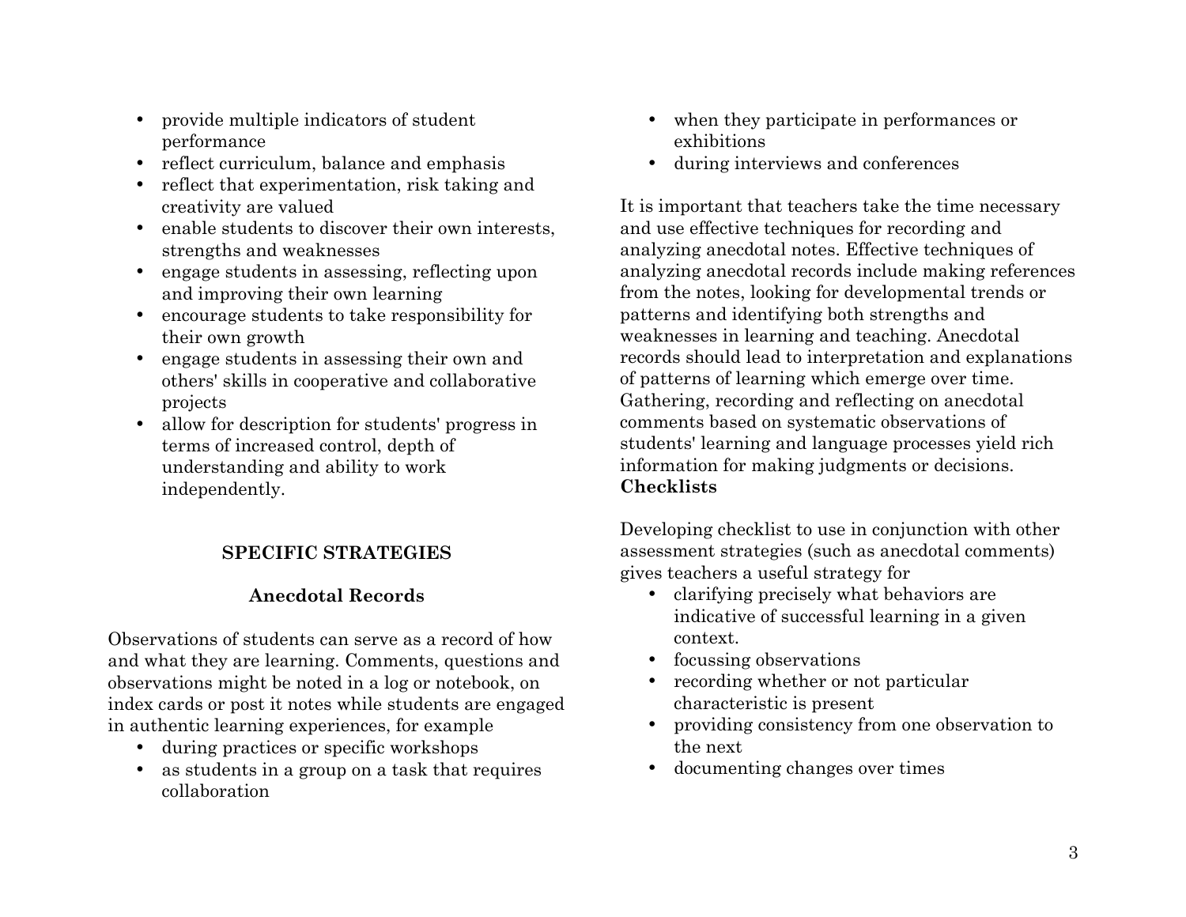- provide multiple indicators of student performance
- reflect curriculum, balance and emphasis
- reflect that experimentation, risk taking and creativity are valued
- enable students to discover their own interests, strengths and weaknesses
- engage students in assessing, reflecting upon and improving their own learning
- encourage students to take responsibility for their own growth
- engage students in assessing their own and others' skills in cooperative and collaborative projects
- allow for description for students' progress in terms of increased control, depth of understanding and ability to work independently.

## SPECIFIC STRATEGIES

### Anecdotal Records

Observations of students can serve as a record of how and what they are learning. Comments, questions and observations might be noted in a log or notebook, on index cards or post it notes while students are engaged in authentic learning experiences, for example

- during practices or specific workshops
- as students in a group on a task that requires collaboration
- when they participate in performances or exhibitions
- during interviews and conferences

It is important that teachers take the time necessary and use effective techniques for recording and analyzing anecdotal notes. Effective techniques of analyzing anecdotal records include making references from the notes, looking for developmental trends or patterns and identifying both strengths and weaknesses in learning and teaching. Anecdotal records should lead to interpretation and explanations of patterns of learning which emerge over time. Gathering, recording and reflecting on anecdotal comments based on systematic observations of students' learning and language processes yield rich information for making judgments or decisions.

**Checklists**

Developing checklist to use in conjunction with other assessment strategies (such as anecdotal comments) gives teachers a useful strategy for

- clarifying precisely what behaviors are indicative of successful learning in a given context.
- focussing observations
- recording whether or not particular characteristic is present
- providing consistency from one observation to the next
- documenting changes over times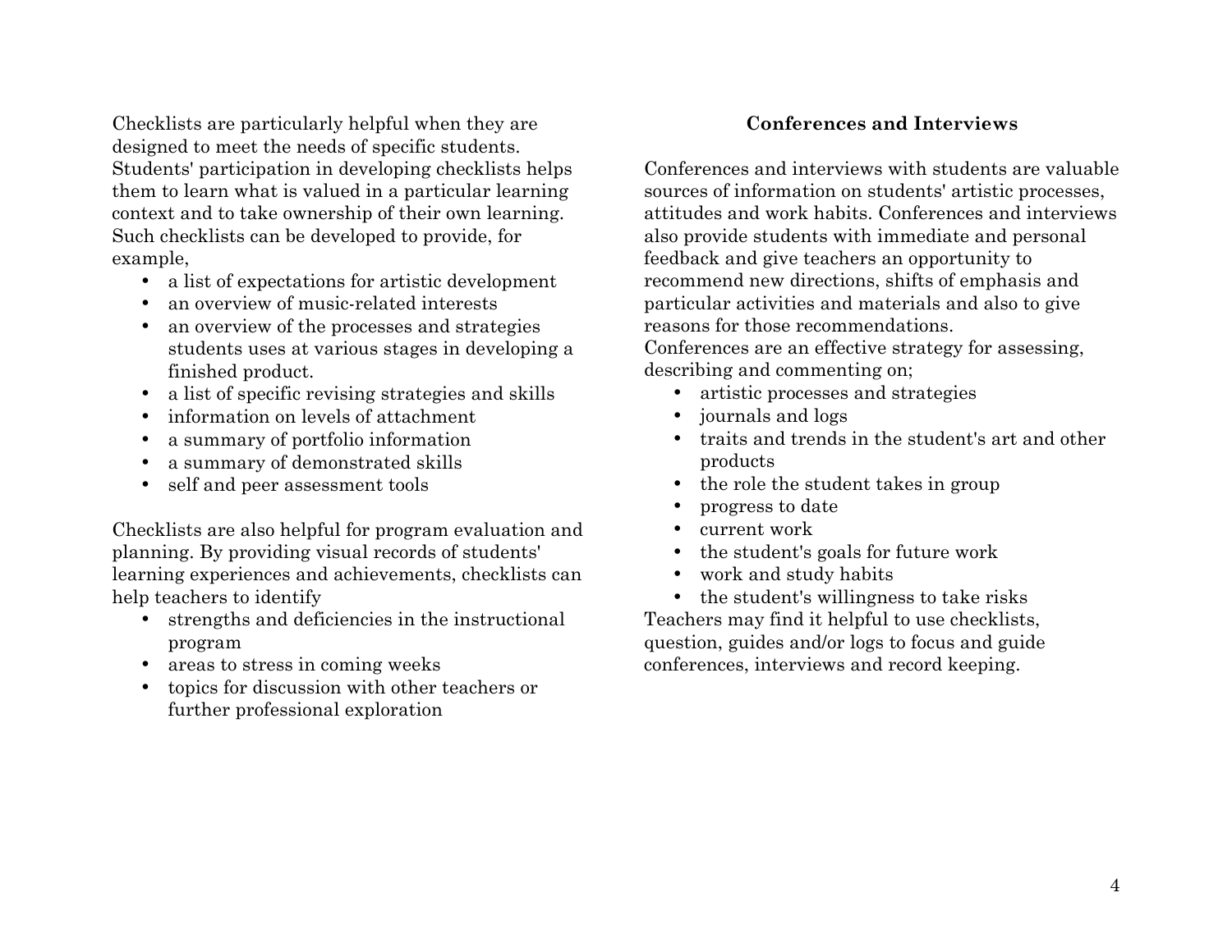Checklists are particularly helpful when they are designed to meet the needs of specific students. Students' participation in developing checklists helps them to learn what is valued in a particular learning context and to take ownership of their own learning. Such checklists can be developed to provide, for example,

- a list of expectations for artistic development
- an overview of music-related interests
- an overview of the processes and strategies students uses at various stages in developing a finished product.
- a list of specific revising strategies and skills
- information on levels of attachment
- a summary of portfolio information
- a summary of demonstrated skills
- self and peer assessment tools

Checklists are also helpful for program evaluation and planning. By providing visual records of students' learning experiences and achievements, checklists can help teachers to identify

- strengths and deficiencies in the instructional program
- areas to stress in coming weeks
- topics for discussion with other teachers or further professional exploration

### Conferences and Interviews

Conferences and interviews with students are valuable sources of information on students' artistic processes, attitudes and work habits. Conferences and interviews also provide students with immediate and personal feedback and give teachers an opportunity to recommend new directions, shifts of emphasis and particular activities and materials and also to give reasons for those recommendations.
Conferences are an effective strategy for assessing, describing and commenting on;

- artistic processes and strategies
- journals and logs
- traits and trends in the student's art and other products
- the role the student takes in group
- progress to date
- current work
- the student's goals for future work
- work and study habits
- the student's willingness to take risks

Teachers may find it helpful to use checklists, question, guides and/or logs to focus and guide conferences, interviews and record keeping.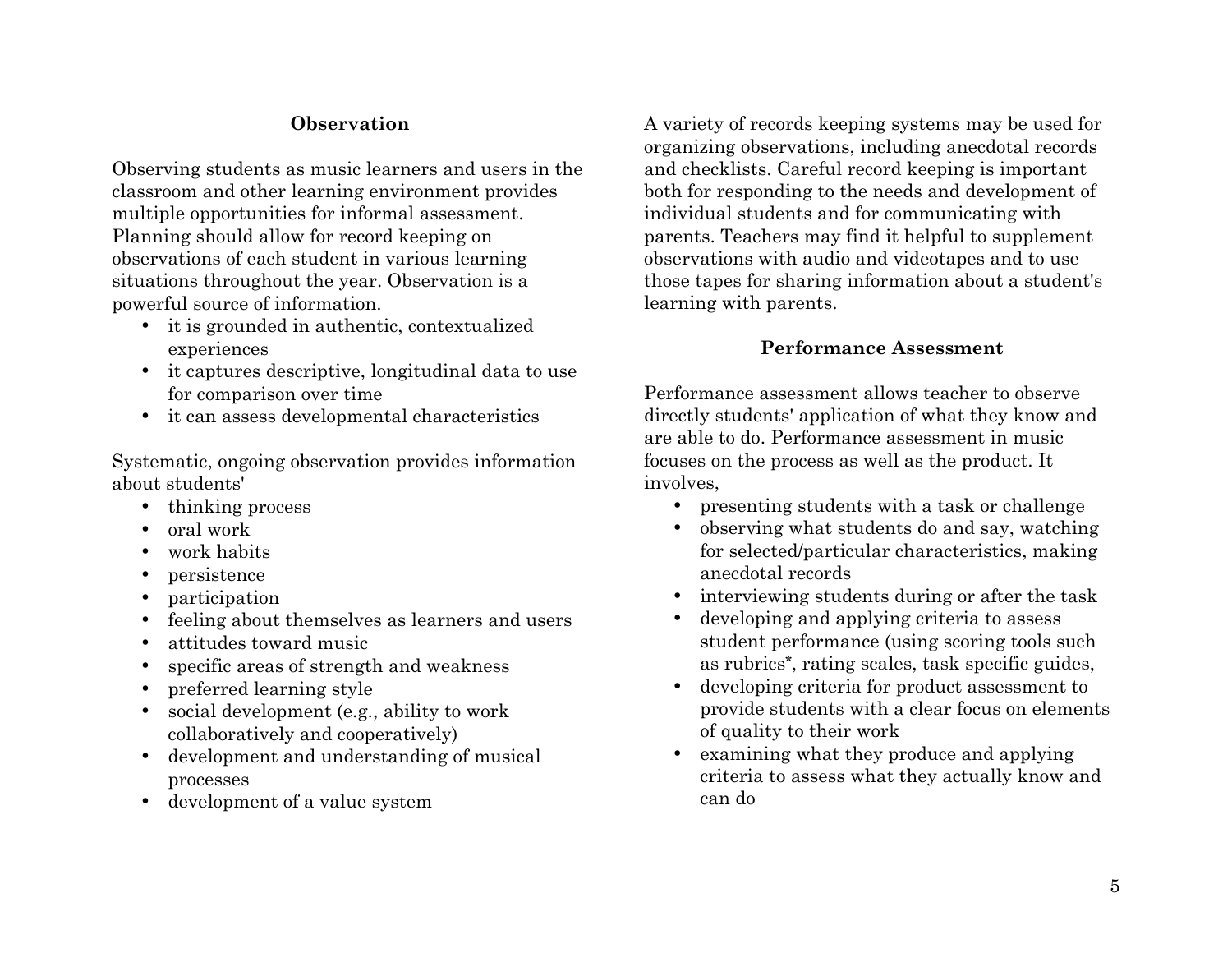## Observation

Observing students as music learners and users in the classroom and other learning environment provides multiple opportunities for informal assessment. Planning should allow for record keeping on observations of each student in various learning situations throughout the year. Observation is a powerful source of information.

- it is grounded in authentic, contextualized experiences
- it captures descriptive, longitudinal data to use for comparison over time
- it can assess developmental characteristics

Systematic, ongoing observation provides information about students'

- thinking process
- oral work
- work habits
- persistence
- participation
- feeling about themselves as learners and users
- attitudes toward music
- specific areas of strength and weakness
- preferred learning style
- social development (e.g., ability to work collaboratively and cooperatively)
- development and understanding of musical processes
- development of a value system

A variety of records keeping systems may be used for organizing observations, including anecdotal records and checklists. Careful record keeping is important both for responding to the needs and development of individual students and for communicating with parents. Teachers may find it helpful to supplement observations with audio and videotapes and to use those tapes for sharing information about a student's learning with parents.

## Performance Assessment

Performance assessment allows teacher to observe directly students' application of what they know and are able to do. Performance assessment in music focuses on the process as well as the product. It involves,

- presenting students with a task or challenge
- observing what students do and say, watching for selected/particular characteristics, making anecdotal records
- interviewing students during or after the task
- developing and applying criteria to assess student performance (using scoring tools such as rubrics*, rating scales, task specific guides,
- developing criteria for product assessment to provide students with a clear focus on elements of quality to their work
- examining what they produce and applying criteria to assess what they actually know and can do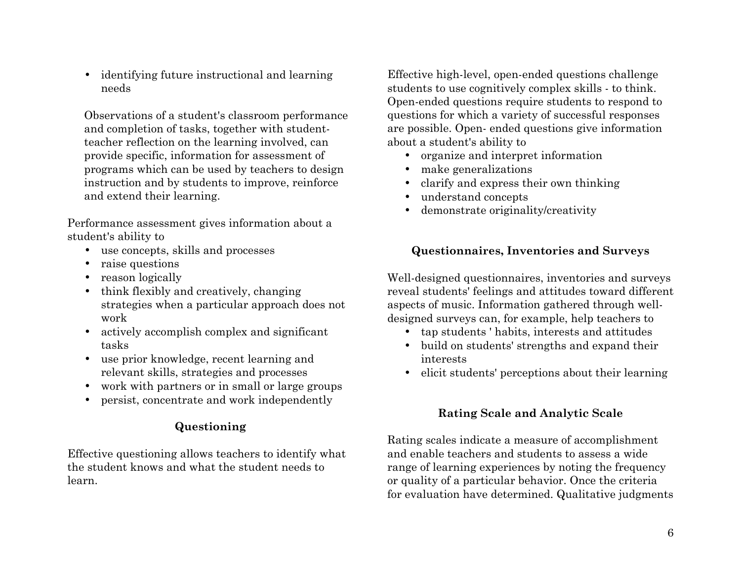- identifying future instructional and learning needs

Observations of a student's classroom performance and completion of tasks, together with student-teacher reflection on the learning involved, can provide specific, information for assessment of programs which can be used by teachers to design instruction and by students to improve, reinforce and extend their learning.

Performance assessment gives information about a student's ability to

- use concepts, skills and processes
- raise questions
- reason logically
- think flexibly and creatively, changing strategies when a particular approach does not work
- actively accomplish complex and significant tasks
- use prior knowledge, recent learning and relevant skills, strategies and processes
- work with partners or in small or large groups
- persist, concentrate and work independently

### Questioning

Effective questioning allows teachers to identify what the student knows and what the student needs to learn.

Effective high-level, open-ended questions challenge students to use cognitively complex skills - to think. Open-ended questions require students to respond to questions for which a variety of successful responses are possible. Open- ended questions give information about a student's ability to

- organize and interpret information
- make generalizations
- clarify and express their own thinking
- understand concepts
- demonstrate originality/creativity

### Questionnaires, Inventories and Surveys

Well-designed questionnaires, inventories and surveys reveal students' feelings and attitudes toward different aspects of music. Information gathered through well-designed surveys can, for example, help teachers to

- tap students ' habits, interests and attitudes
- build on students' strengths and expand their interests
- elicit students' perceptions about their learning

### Rating Scale and Analytic Scale

Rating scales indicate a measure of accomplishment and enable teachers and students to assess a wide range of learning experiences by noting the frequency or quality of a particular behavior. Once the criteria for evaluation have determined. Qualitative judgments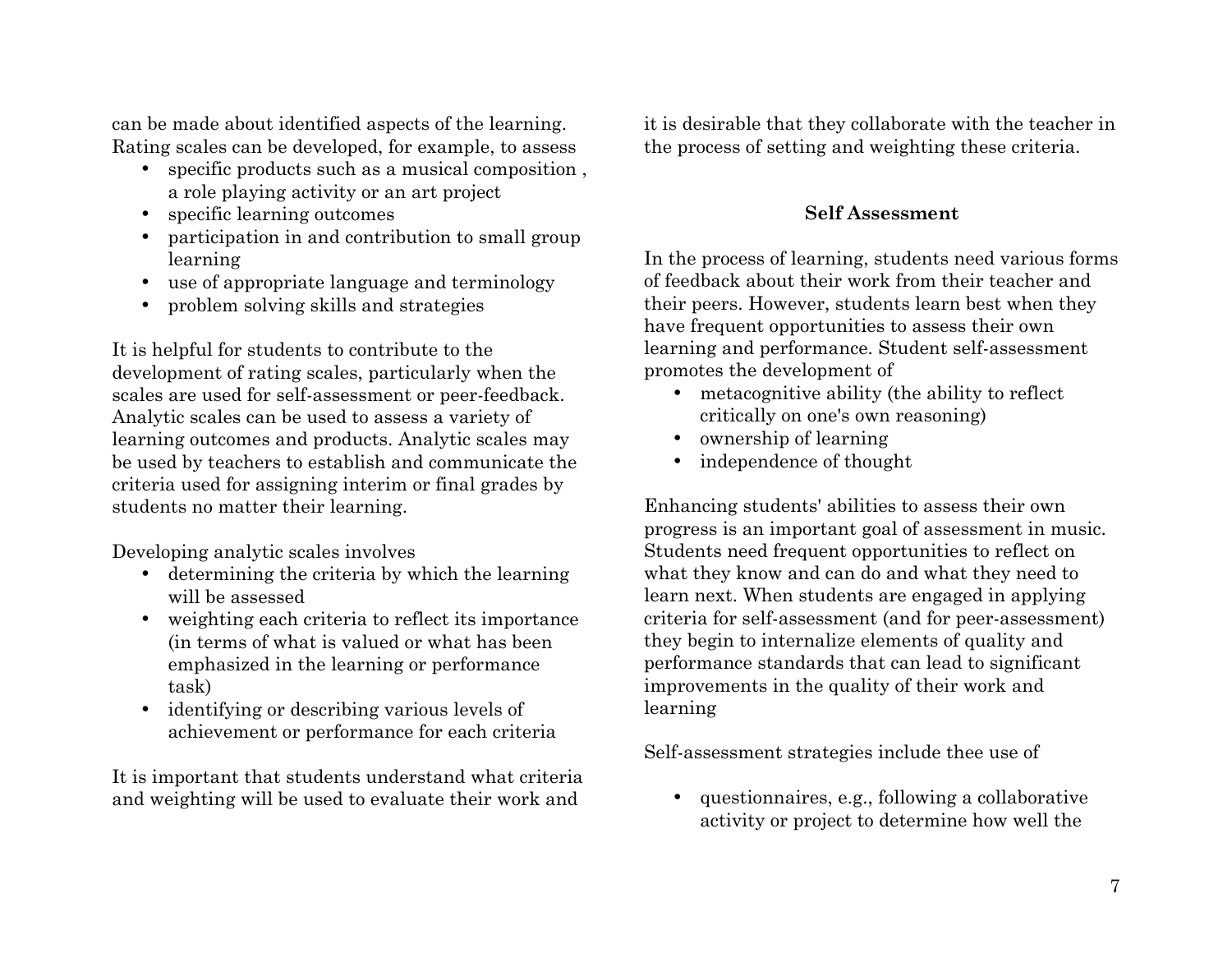can be made about identified aspects of the learning. Rating scales can be developed, for example, to assess

- specific products such as a musical composition , a role playing activity or an art project
- specific learning outcomes
- participation in and contribution to small group learning
- use of appropriate language and terminology
- problem solving skills and strategies

It is helpful for students to contribute to the development of rating scales, particularly when the scales are used for self-assessment or peer-feedback. Analytic scales can be used to assess a variety of learning outcomes and products. Analytic scales may be used by teachers to establish and communicate the criteria used for assigning interim or final grades by students no matter their learning.

Developing analytic scales involves

- determining the criteria by which the learning will be assessed
- weighting each criteria to reflect its importance (in terms of what is valued or what has been emphasized in the learning or performance task)
- identifying or describing various levels of achievement or performance for each criteria

It is important that students understand what criteria and weighting will be used to evaluate their work and it is desirable that they collaborate with the teacher in the process of setting and weighting these criteria.

**Self Assessment**

In the process of learning, students need various forms of feedback about their work from their teacher and their peers. However, students learn best when they have frequent opportunities to assess their own learning and performance. Student self-assessment promotes the development of

- metacognitive ability (the ability to reflect critically on one's own reasoning)
- ownership of learning
- independence of thought

Enhancing students' abilities to assess their own progress is an important goal of assessment in music. Students need frequent opportunities to reflect on what they know and can do and what they need to learn next. When students are engaged in applying criteria for self-assessment (and for peer-assessment) they begin to internalize elements of quality and performance standards that can lead to significant improvements in the quality of their work and learning

Self-assessment strategies include thee use of

- questionnaires, e.g., following a collaborative activity or project to determine how well the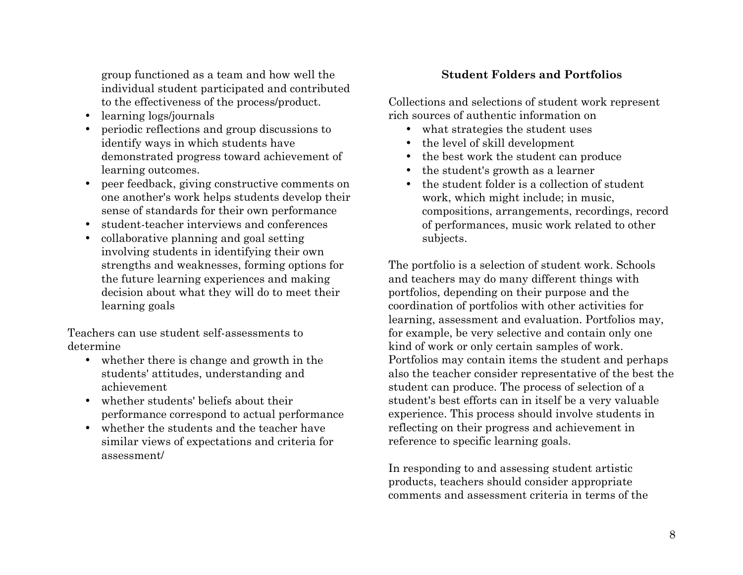group functioned as a team and how well the individual student participated and contributed to the effectiveness of the process/product.

- learning logs/journals
- periodic reflections and group discussions to identify ways in which students have demonstrated progress toward achievement of learning outcomes.
- peer feedback, giving constructive comments on one another's work helps students develop their sense of standards for their own performance
- student-teacher interviews and conferences
- collaborative planning and goal setting involving students in identifying their own strengths and weaknesses, forming options for the future learning experiences and making decision about what they will do to meet their learning goals

Teachers can use student self-assessments to determine

- whether there is change and growth in the students' attitudes, understanding and achievement
- whether students' beliefs about their performance correspond to actual performance
- whether the students and the teacher have similar views of expectations and criteria for assessment/

**Student Folders and Portfolios**

Collections and selections of student work represent rich sources of authentic information on

- what strategies the student uses
- the level of skill development
- the best work the student can produce
- the student's growth as a learner
- the student folder is a collection of student work, which might include; in music, compositions, arrangements, recordings, record of performances, music work related to other subjects.

The portfolio is a selection of student work. Schools and teachers may do many different things with portfolios, depending on their purpose and the coordination of portfolios with other activities for learning, assessment and evaluation. Portfolios may, for example, be very selective and contain only one kind of work or only certain samples of work. Portfolios may contain items the student and perhaps also the teacher consider representative of the best the student can produce. The process of selection of a student's best efforts can in itself be a very valuable experience. This process should involve students in reflecting on their progress and achievement in reference to specific learning goals.

In responding to and assessing student artistic products, teachers should consider appropriate comments and assessment criteria in terms of the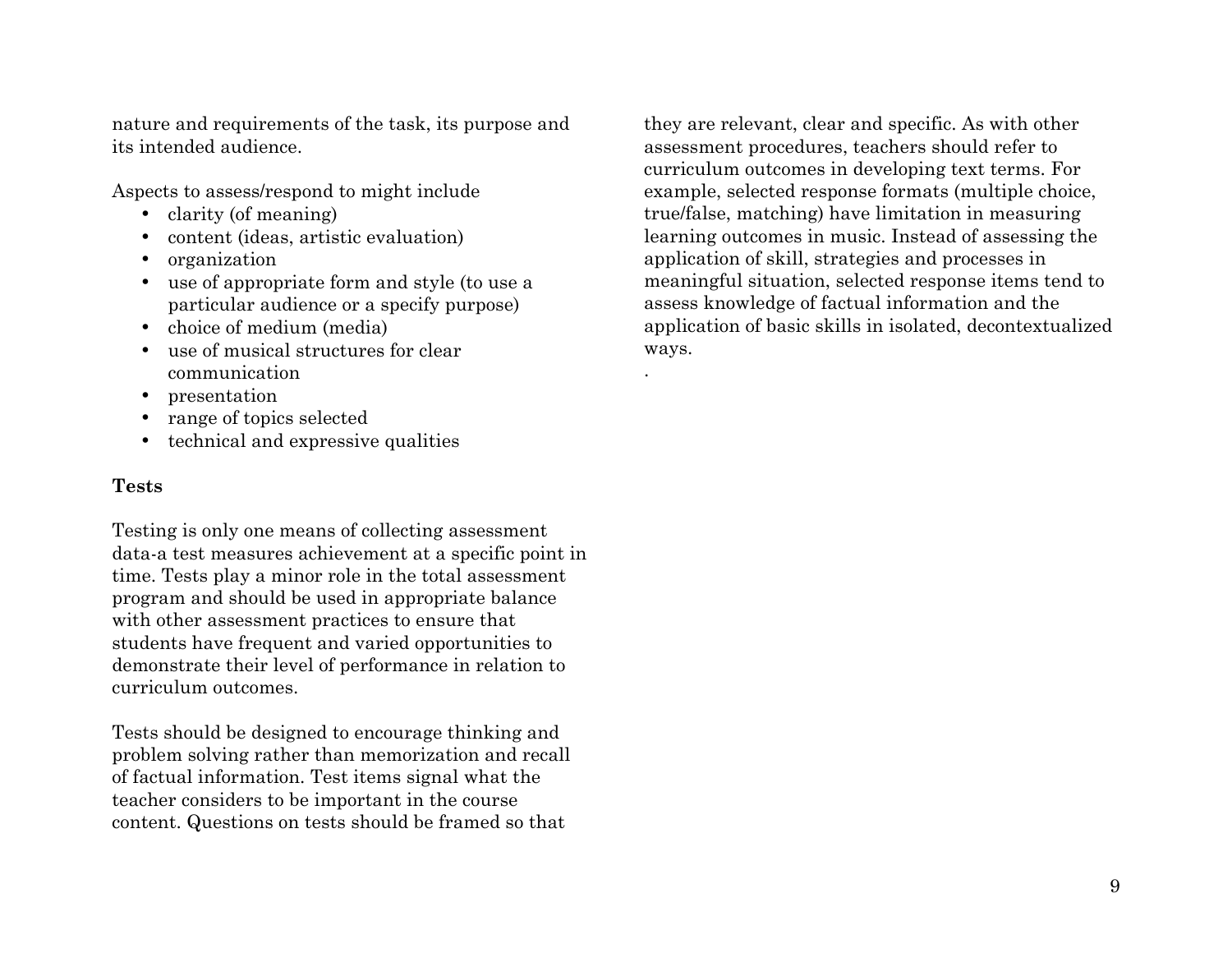nature and requirements of the task, its purpose and its intended audience.

Aspects to assess/respond to might include

- clarity (of meaning)
- content (ideas, artistic evaluation)
- organization
- use of appropriate form and style (to use a particular audience or a specify purpose)
- choice of medium (media)
- use of musical structures for clear communication
- presentation
- range of topics selected
- technical and expressive qualities

**Tests**

Testing is only one means of collecting assessment data-a test measures achievement at a specific point in time. Tests play a minor role in the total assessment program and should be used in appropriate balance with other assessment practices to ensure that students have frequent and varied opportunities to demonstrate their level of performance in relation to curriculum outcomes.

Tests should be designed to encourage thinking and problem solving rather than memorization and recall of factual information. Test items signal what the teacher considers to be important in the course content. Questions on tests should be framed so that they are relevant, clear and specific. As with other assessment procedures, teachers should refer to curriculum outcomes in developing text terms. For example, selected response formats (multiple choice, true/false, matching) have limitation in measuring learning outcomes in music. Instead of assessing the application of skill, strategies and processes in meaningful situation, selected response items tend to assess knowledge of factual information and the application of basic skills in isolated, decontextualized ways.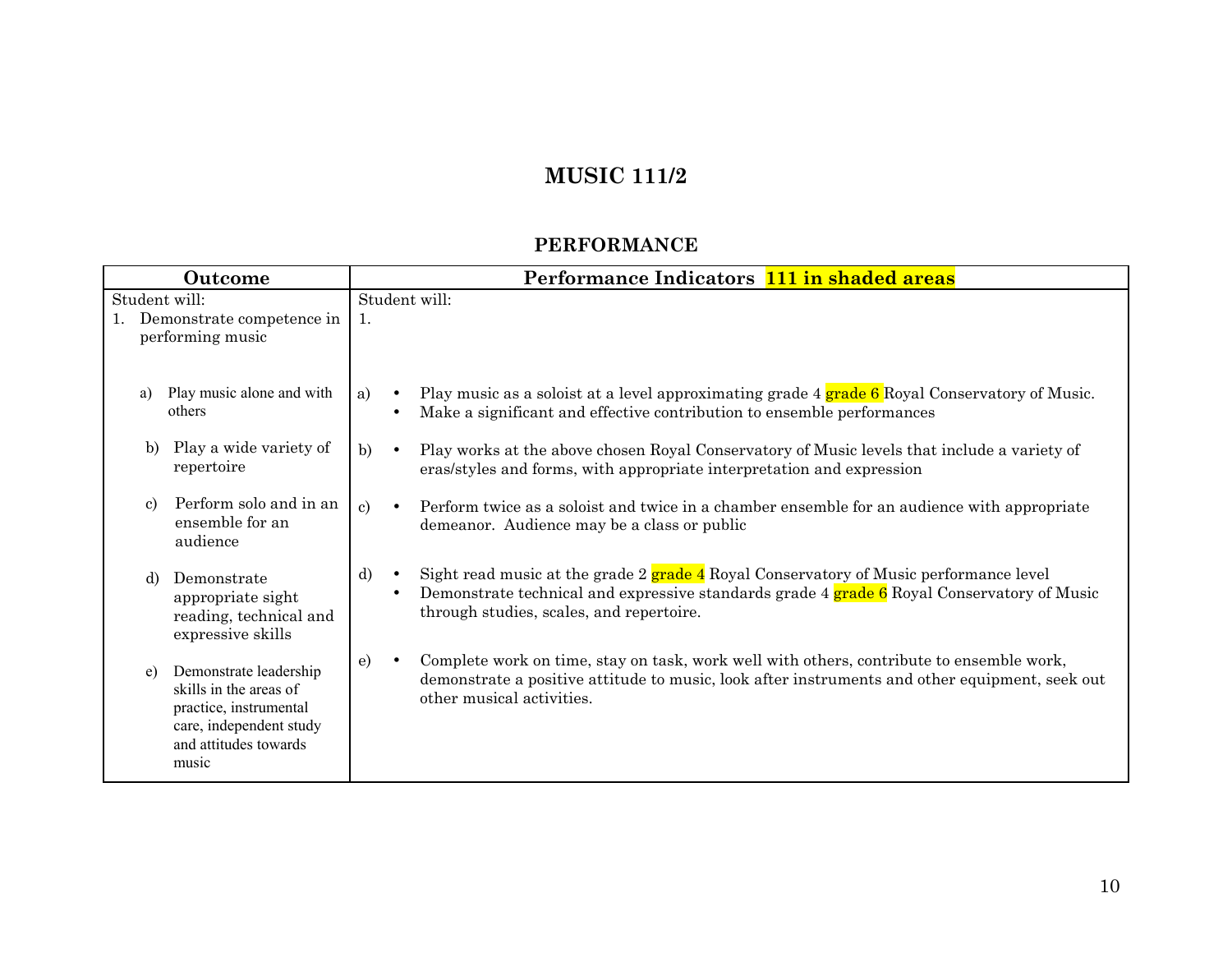# MUSIC 111/2

## PERFORMANCE

| Outcome | Performance Indicators 111 in shaded areas |
|---|---|
| Student will:<br>1. Demonstrate competence in performing music | Student will:<br>1. |
| a) Play music alone and with others | a) • Play music as a soloist at a level approximating grade 4 grade 6 Royal Conservatory of Music.<br>• Make a significant and effective contribution to ensemble performances |
| b) Play a wide variety of repertoire | b) • Play works at the above chosen Royal Conservatory of Music levels that include a variety of eras/styles and forms, with appropriate interpretation and expression |
| c) Perform solo and in an ensemble for an audience | c) • Perform twice as a soloist and twice in a chamber ensemble for an audience with appropriate demeanor. Audience may be a class or public |
| d) Demonstrate appropriate sight reading, technical and expressive skills | d) • Sight read music at the grade 2 grade 4 Royal Conservatory of Music performance level<br>• Demonstrate technical and expressive standards grade 4 grade 6 Royal Conservatory of Music through studies, scales, and repertoire. |
| e) Demonstrate leadership skills in the areas of practice, instrumental care, independent study and attitudes towards music | e) • Complete work on time, stay on task, work well with others, contribute to ensemble work, demonstrate a positive attitude to music, look after instruments and other equipment, seek out other musical activities. |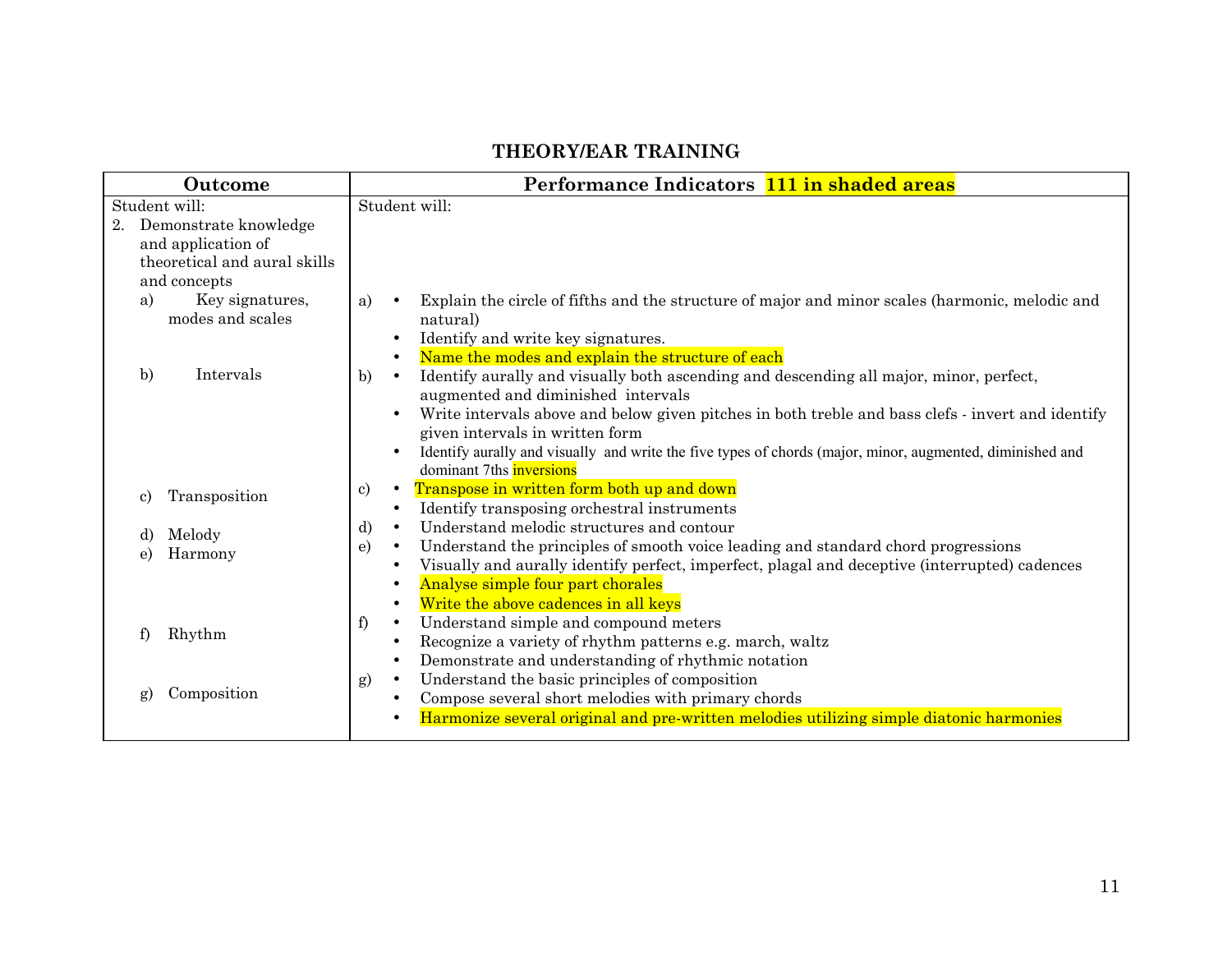## THEORY/EAR TRAINING

| Outcome | Performance Indicators 111 in shaded areas |
|---|---|
| Student will:<br>2. Demonstrate knowledge and application of theoretical and aural skills and concepts | Student will: |
| a) Key signatures, modes and scales | a) • Explain the circle of fifths and the structure of major and minor scales (harmonic, melodic and natural)<br>• Identify and write key signatures.<br>• Name the modes and explain the structure of each |
| b) Intervals | b) • Identify aurally and visually both ascending and descending all major, minor, perfect, augmented and diminished intervals<br>• Write intervals above and below given pitches in both treble and bass clefs - invert and identify given intervals in written form<br>• Identify aurally and visually and write the five types of chords (major, minor, augmented, diminished and dominant 7ths inversions |
| c) Transposition | c) • Transpose in written form both up and down<br>• Identify transposing orchestral instruments |
| d) Melody | d) • Understand melodic structures and contour |
| e) Harmony | e) • Understand the principles of smooth voice leading and standard chord progressions<br>• Visually and aurally identify perfect, imperfect, plagal and deceptive (interrupted) cadences<br>• Analyse simple four part chorales<br>• Write the above cadences in all keys |
| f) Rhythm | f) • Understand simple and compound meters<br>• Recognize a variety of rhythm patterns e.g. march, waltz<br>• Demonstrate and understanding of rhythmic notation |
| g) Composition | g) • Understand the basic principles of composition<br>• Compose several short melodies with primary chords<br>• Harmonize several original and pre-written melodies utilizing simple diatonic harmonies |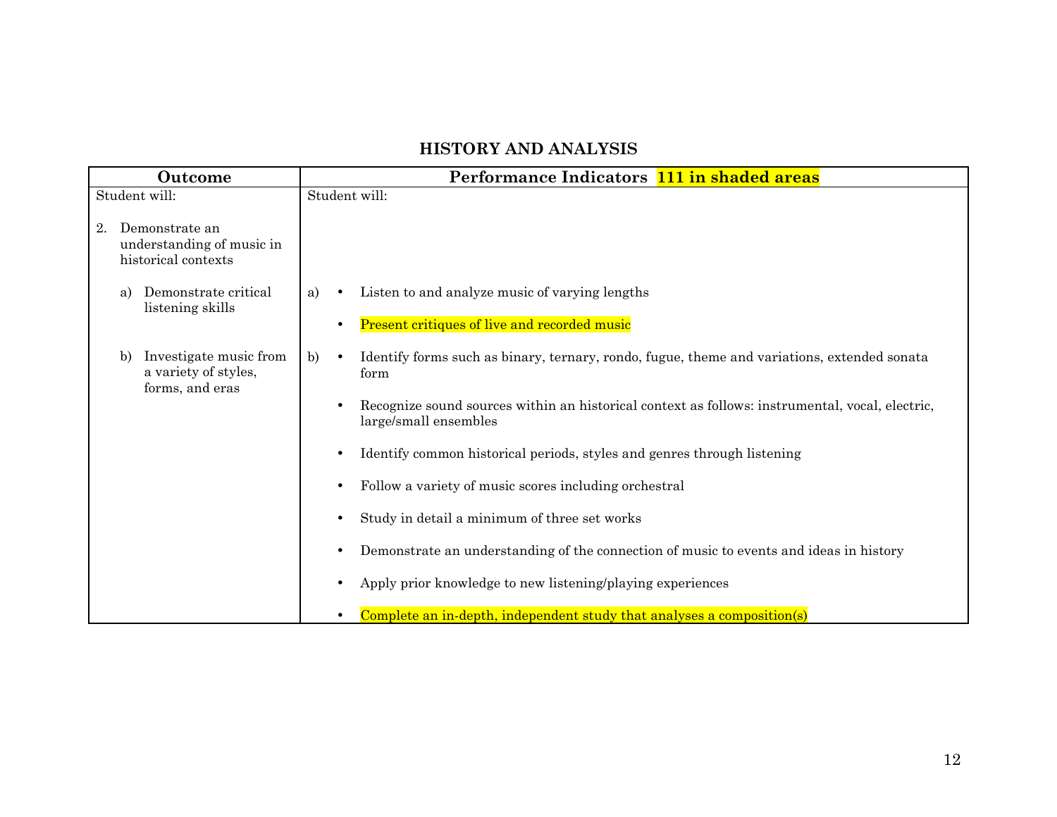## HISTORY AND ANALYSIS

| Outcome | Performance Indicators 111 in shaded areas |
|---|---|
| Student will: | Student will: |
| 2. Demonstrate an understanding of music in historical contexts | |
| a) Demonstrate critical listening skills | a) • Listen to and analyze music of varying lengths<br>• Present critiques of live and recorded music |
| b) Investigate music from a variety of styles, forms, and eras | b) • Identify forms such as binary, ternary, rondo, fugue, theme and variations, extended sonata form<br>• Recognize sound sources within an historical context as follows: instrumental, vocal, electric, large/small ensembles<br>• Identify common historical periods, styles and genres through listening<br>• Follow a variety of music scores including orchestral<br>• Study in detail a minimum of three set works<br>• Demonstrate an understanding of the connection of music to events and ideas in history<br>• Apply prior knowledge to new listening/playing experiences<br>• Complete an in-depth, independent study that analyses a composition(s) |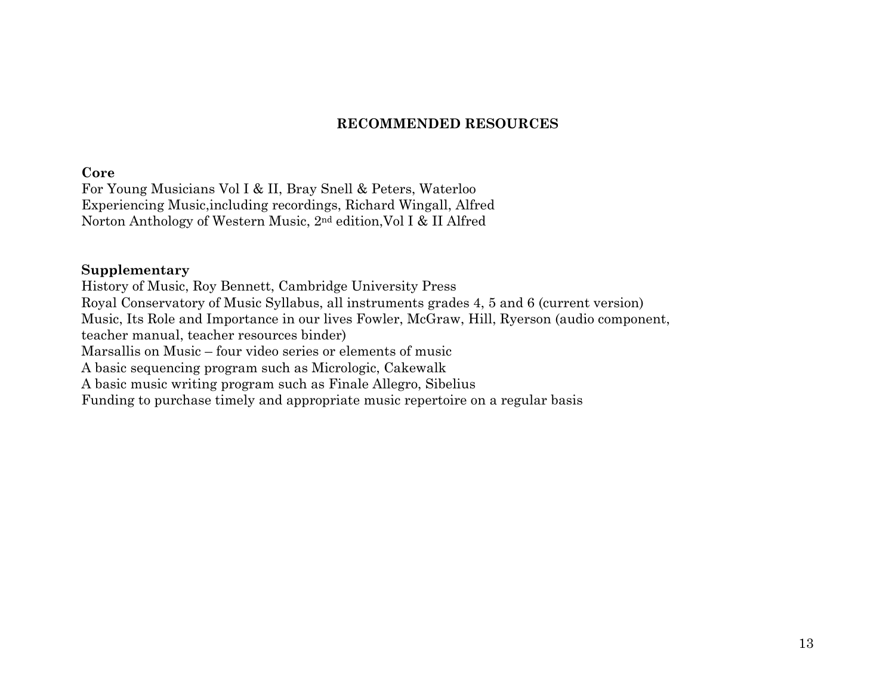## RECOMMENDED RESOURCES

**Core**

For Young Musicians Vol I & II, Bray Snell & Peters, Waterloo
Experiencing Music,including recordings, Richard Wingall, Alfred
Norton Anthology of Western Music, 2nd edition,Vol I & II Alfred

**Supplementary**

History of Music, Roy Bennett, Cambridge University Press
Royal Conservatory of Music Syllabus, all instruments grades 4, 5 and 6 (current version)
Music, Its Role and Importance in our lives Fowler, McGraw, Hill, Ryerson (audio component, teacher manual, teacher resources binder)
Marsallis on Music – four video series or elements of music
A basic sequencing program such as Micrologic, Cakewalk
A basic music writing program such as Finale Allegro, Sibelius
Funding to purchase timely and appropriate music repertoire on a regular basis